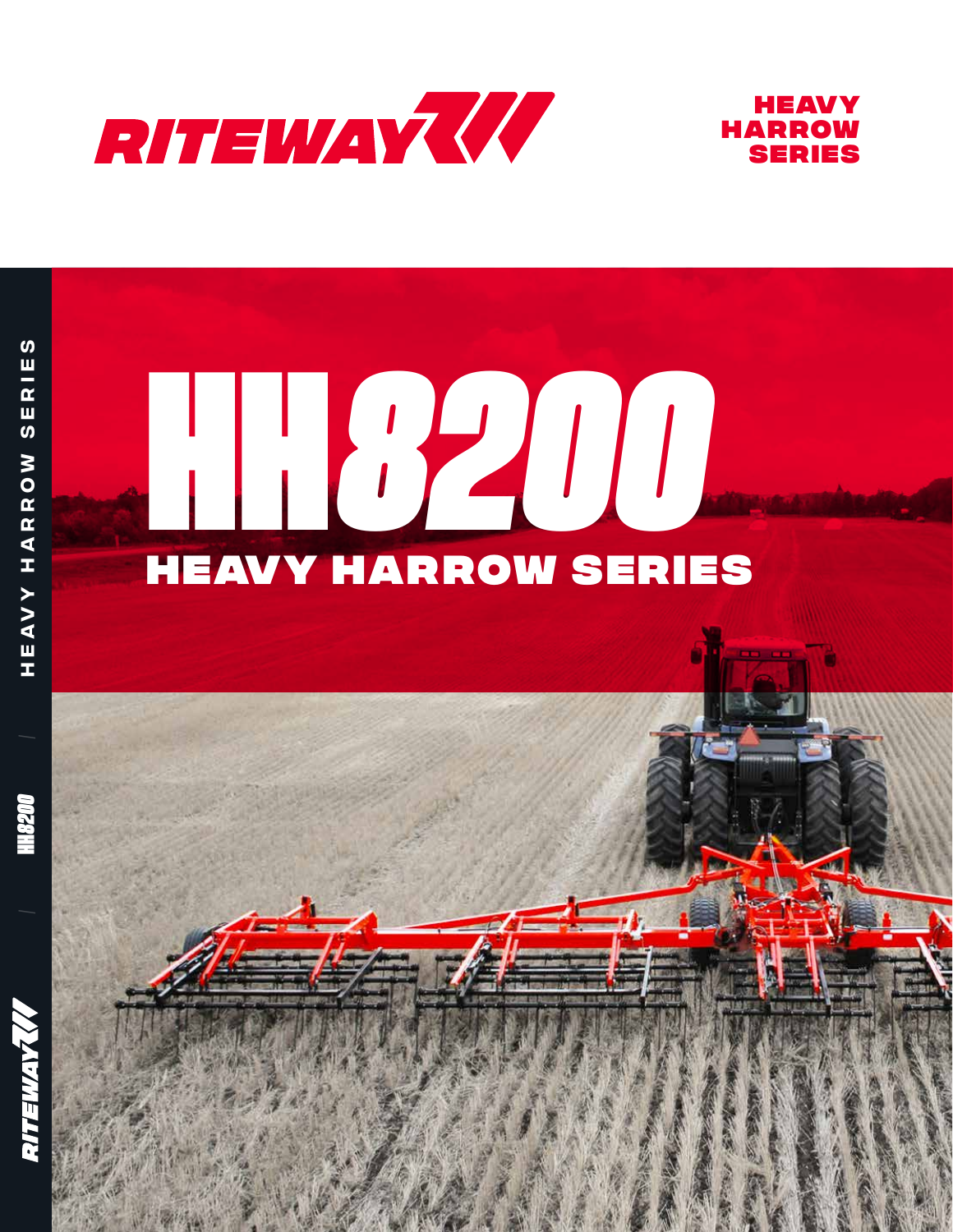# RITEWAY

HEAVY HARROW SERIES

# HH8200

## HEAVY HARROW SERIES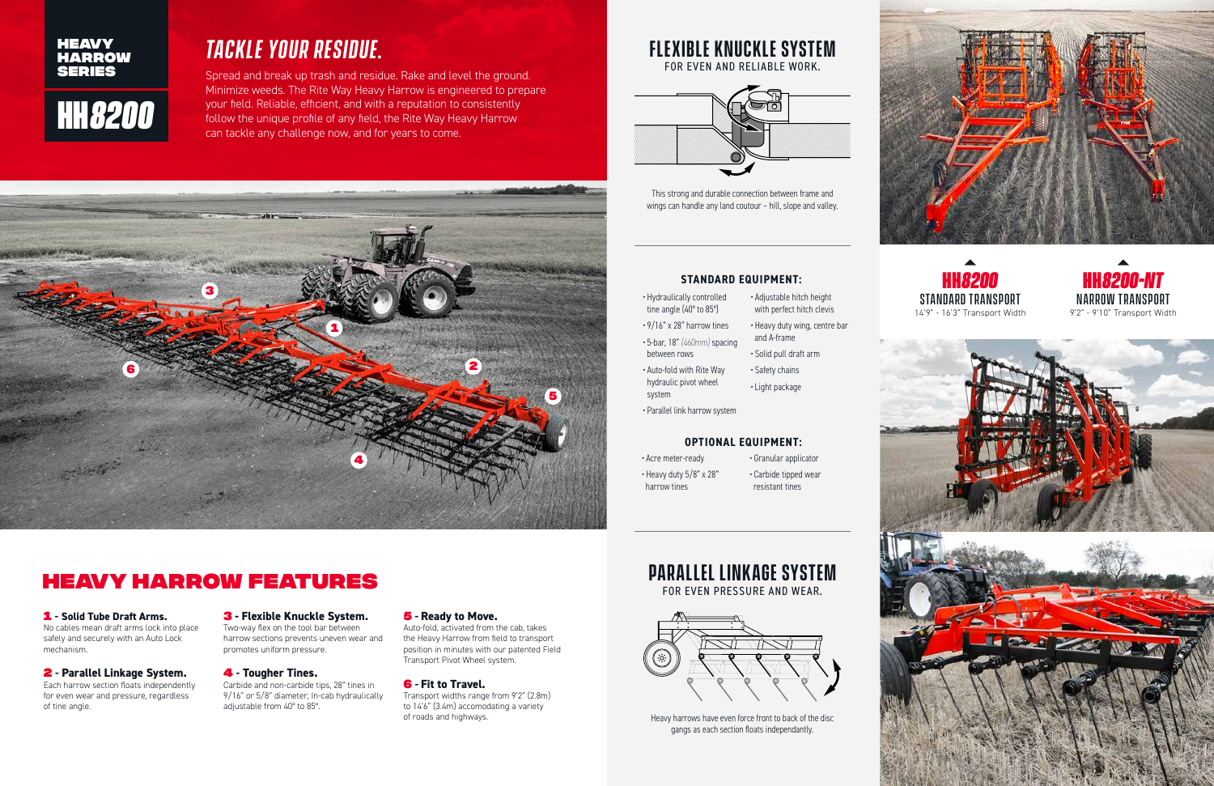# HEAVY HARROW SERIES

# HH8200

## TACKLE YOUR RESIDUE.

Spread and break up trash and residue. Rake and level the ground. Minimize weeds. The Rite Way Heavy Harrow is engineered to prepare your field. Reliable, efficient, and with a reputation to consistently follow the unique profile of any field, the Rite Way Heavy Harrow can tackle any challenge now, and for years to come.

## HEAVY HARROW FEATURES

**1 - Solid Tube Draft Arms.**
No cables mean draft arms lock into place safely and securely with an Auto Lock mechanism.

**2 - Parallel Linkage System.**
Each harrow section floats independently for even wear and pressure, regardless of tine angle.

**3 - Flexible Knuckle System.**
Two-way flex on the tool bar between harrow sections prevents uneven wear and promotes uniform pressure.

**4 - Tougher Tines.**
Carbide and non-carbide tips, 28" tines in 9/16" or 5/8" diameter; In-cab hydraulically adjustable from 40° to 85°.

**5 - Ready to Move.**
Auto-fold, activated from the cab, takes the Heavy Harrow from field to transport position in minutes with our patented Field Transport Pivot Wheel system.

**6 - Fit to Travel.**
Transport widths range from 9'2" (2.8m) to 14'6" (3.4m) accomodating a variety of roads and highways.

## FLEXIBLE KNUCKLE SYSTEM

FOR EVEN AND RELIABLE WORK.

This strong and durable connection between frame and wings can handle any land coutour – hill, slope and valley.

### STANDARD EQUIPMENT:

- Hydraulically controlled tine angle (40° to 85°)
- 9/16" x 28" harrow tines
- 5-bar, 18" *(460mm)* spacing between rows
- Auto-fold with Rite Way hydraulic pivot wheel system
- Parallel link harrow system
- Adjustable hitch height with perfect hitch clevis
- Heavy duty wing, centre bar and A-frame
- Solid pull draft arm
- Safety chains
- Light package

### OPTIONAL EQUIPMENT:

- Acre meter-ready
- Heavy duty 5/8" x 28" harrow tines
- Granular applicator
- Carbide tipped wear resistant tines

## PARALLEL LINKAGE SYSTEM

FOR EVEN PRESSURE AND WEAR.

Heavy harrows have even force front to back of the disc gangs as each section floats independantly.

**HH8200**
STANDARD TRANSPORT
14'9" - 16'3" Transport Width

**HH8200-NT**
NARROW TRANSPORT
9'2" - 9'10" Transport Width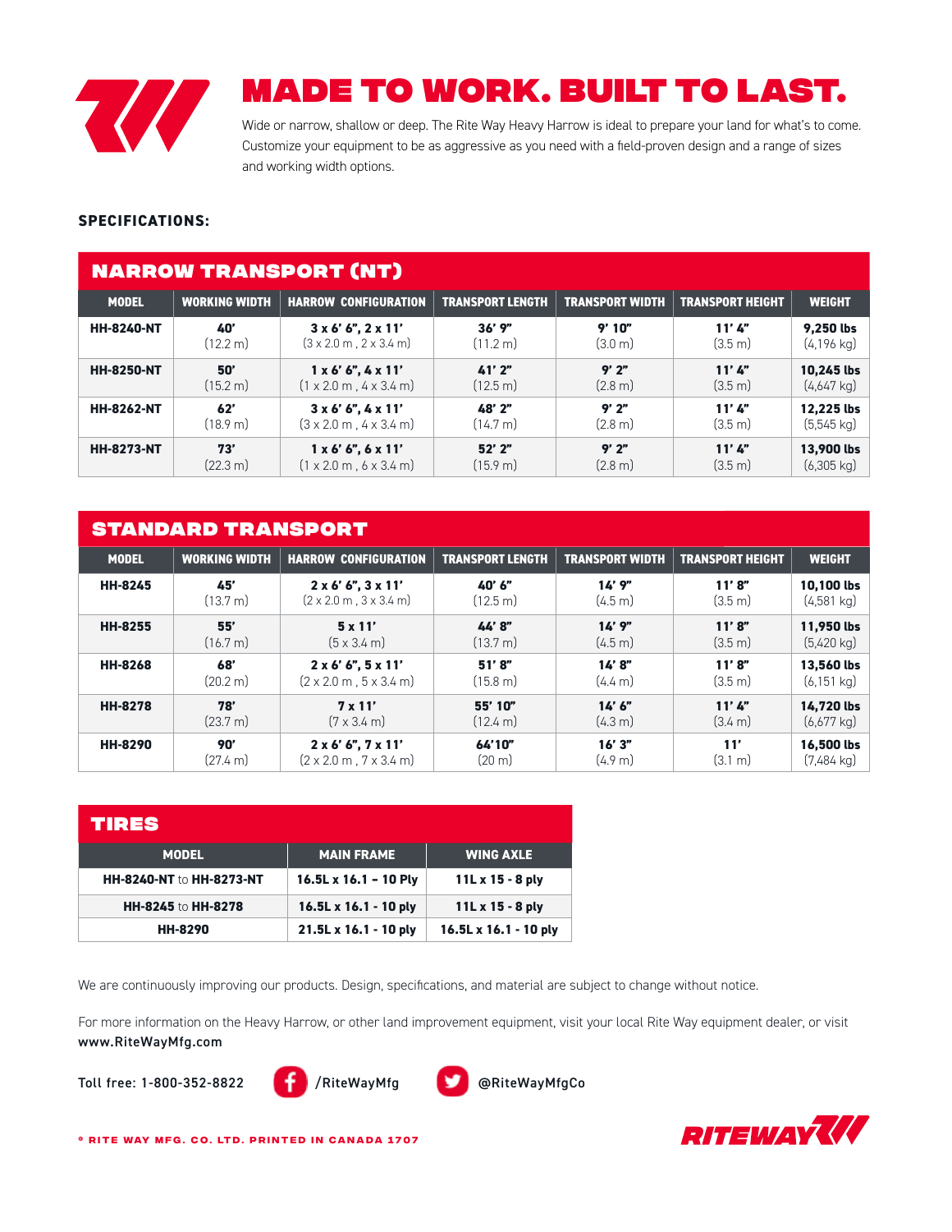# MADE TO WORK. BUILT TO LAST.

Wide or narrow, shallow or deep. The Rite Way Heavy Harrow is ideal to prepare your land for what's to come. Customize your equipment to be as aggressive as you need with a field-proven design and a range of sizes and working width options.

**SPECIFICATIONS:**

## NARROW TRANSPORT (NT)

| MODEL | WORKING WIDTH | HARROW CONFIGURATION | TRANSPORT LENGTH | TRANSPORT WIDTH | TRANSPORT HEIGHT | WEIGHT |
|---|---|---|---|---|---|---|
| **HH-8240-NT** | **40'** (12.2 m) | **3 x 6' 6", 2 x 11'** (3 x 2.0 m , 2 x 3.4 m) | **36' 9"** (11.2 m) | **9' 10"** (3.0 m) | **11' 4"** (3.5 m) | **9,250 lbs** (4,196 kg) |
| **HH-8250-NT** | **50'** (15.2 m) | **1 x 6' 6", 4 x 11'** (1 x 2.0 m , 4 x 3.4 m) | **41' 2"** (12.5 m) | **9' 2"** (2.8 m) | **11' 4"** (3.5 m) | **10,245 lbs** (4,647 kg) |
| **HH-8262-NT** | **62'** (18.9 m) | **3 x 6' 6", 4 x 11'** (3 x 2.0 m , 4 x 3.4 m) | **48' 2"** (14.7 m) | **9' 2"** (2.8 m) | **11' 4"** (3.5 m) | **12,225 lbs** (5,545 kg) |
| **HH-8273-NT** | **73'** (22.3 m) | **1 x 6' 6", 6 x 11'** (1 x 2.0 m , 6 x 3.4 m) | **52' 2"** (15.9 m) | **9' 2"** (2.8 m) | **11' 4"** (3.5 m) | **13,900 lbs** (6,305 kg) |

## STANDARD TRANSPORT

| MODEL | WORKING WIDTH | HARROW CONFIGURATION | TRANSPORT LENGTH | TRANSPORT WIDTH | TRANSPORT HEIGHT | WEIGHT |
|---|---|---|---|---|---|---|
| **HH-8245** | **45'** (13.7 m) | **2 x 6' 6", 3 x 11'** (2 x 2.0 m , 3 x 3.4 m) | **40' 6"** (12.5 m) | **14' 9"** (4.5 m) | **11' 8"** (3.5 m) | **10,100 lbs** (4,581 kg) |
| **HH-8255** | **55'** (16.7 m) | **5 x 11'** (5 x 3.4 m) | **44' 8"** (13.7 m) | **14' 9"** (4.5 m) | **11' 8"** (3.5 m) | **11,950 lbs** (5,420 kg) |
| **HH-8268** | **68'** (20.2 m) | **2 x 6' 6", 5 x 11'** (2 x 2.0 m , 5 x 3.4 m) | **51' 8"** (15.8 m) | **14' 8"** (4.4 m) | **11' 8"** (3.5 m) | **13,560 lbs** (6,151 kg) |
| **HH-8278** | **78'** (23.7 m) | **7 x 11'** (7 x 3.4 m) | **55' 10"** (12.4 m) | **14' 6"** (4.3 m) | **11' 4"** (3.4 m) | **14,720 lbs** (6,677 kg) |
| **HH-8290** | **90'** (27.4 m) | **2 x 6' 6", 7 x 11'** (2 x 2.0 m , 7 x 3.4 m) | **64'10"** (20 m) | **16' 3"** (4.9 m) | **11'** (3.1 m) | **16,500 lbs** (7,484 kg) |

## TIRES

| MODEL | MAIN FRAME | WING AXLE |
|---|---|---|
| **HH-8240-NT** to **HH-8273-NT** | **16.5L x 16.1 – 10 Ply** | **11L x 15 - 8 ply** |
| **HH-8245** to **HH-8278** | **16.5L x 16.1 - 10 ply** | **11L x 15 - 8 ply** |
| **HH-8290** | **21.5L x 16.1 - 10 ply** | **16.5L x 16.1 - 10 ply** |

We are continuously improving our products. Design, specifications, and material are subject to change without notice.

For more information on the Heavy Harrow, or other land improvement equipment, visit your local Rite Way equipment dealer, or visit **www.RiteWayMfg.com**

Toll free: 1-800-352-8822 /RiteWayMfg @RiteWayMfgCo

® RITE WAY MFG. CO. LTD. PRINTED IN CANADA 1707

RITEWAY